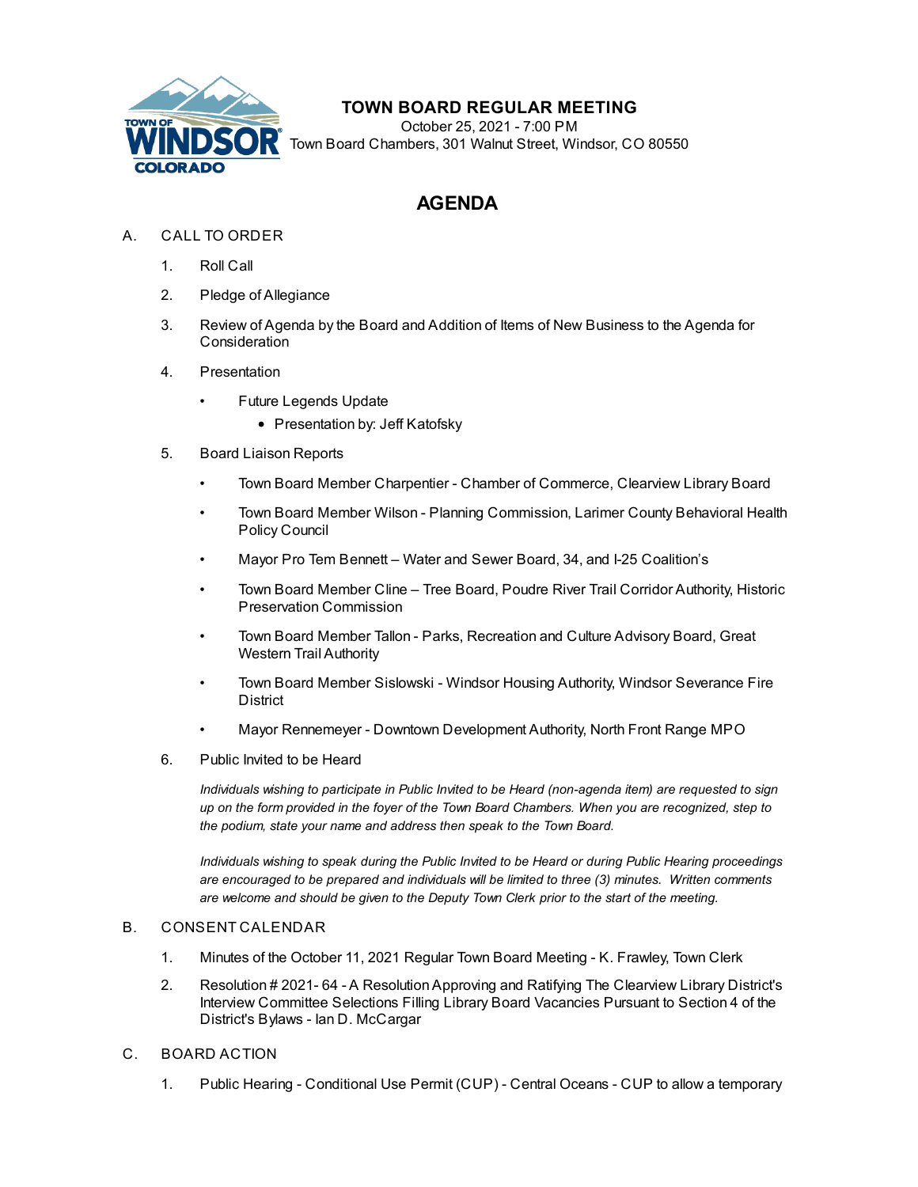# TOWN BOARD REGULAR MEETING

October 25, 2021 - 7:00 PM
Town Board Chambers, 301 Walnut Street, Windsor, CO 80550

## AGENDA

A. CALL TO ORDER

1. Roll Call
2. Pledge of Allegiance
3. Review of Agenda by the Board and Addition of Items of New Business to the Agenda for Consideration
4. Presentation
   - Future Legends Update
     - Presentation by: Jeff Katofsky
5. Board Liaison Reports
   - Town Board Member Charpentier - Chamber of Commerce, Clearview Library Board
   - Town Board Member Wilson - Planning Commission, Larimer County Behavioral Health Policy Council
   - Mayor Pro Tem Bennett – Water and Sewer Board, 34, and I-25 Coalition's
   - Town Board Member Cline – Tree Board, Poudre River Trail Corridor Authority, Historic Preservation Commission
   - Town Board Member Tallon - Parks, Recreation and Culture Advisory Board, Great Western Trail Authority
   - Town Board Member Sislowski - Windsor Housing Authority, Windsor Severance Fire District
   - Mayor Rennemeyer - Downtown Development Authority, North Front Range MPO
6. Public Invited to be Heard

   *Individuals wishing to participate in Public Invited to be Heard (non-agenda item) are requested to sign up on the form provided in the foyer of the Town Board Chambers. When you are recognized, step to the podium, state your name and address then speak to the Town Board.*

   *Individuals wishing to speak during the Public Invited to be Heard or during Public Hearing proceedings are encouraged to be prepared and individuals will be limited to three (3) minutes. Written comments are welcome and should be given to the Deputy Town Clerk prior to the start of the meeting.*

B. CONSENT CALENDAR

1. Minutes of the October 11, 2021 Regular Town Board Meeting - K. Frawley, Town Clerk
2. Resolution # 2021- 64 - A Resolution Approving and Ratifying The Clearview Library District's Interview Committee Selections Filling Library Board Vacancies Pursuant to Section 4 of the District's Bylaws - Ian D. McCargar

C. BOARD ACTION

1. Public Hearing - Conditional Use Permit (CUP) - Central Oceans - CUP to allow a temporary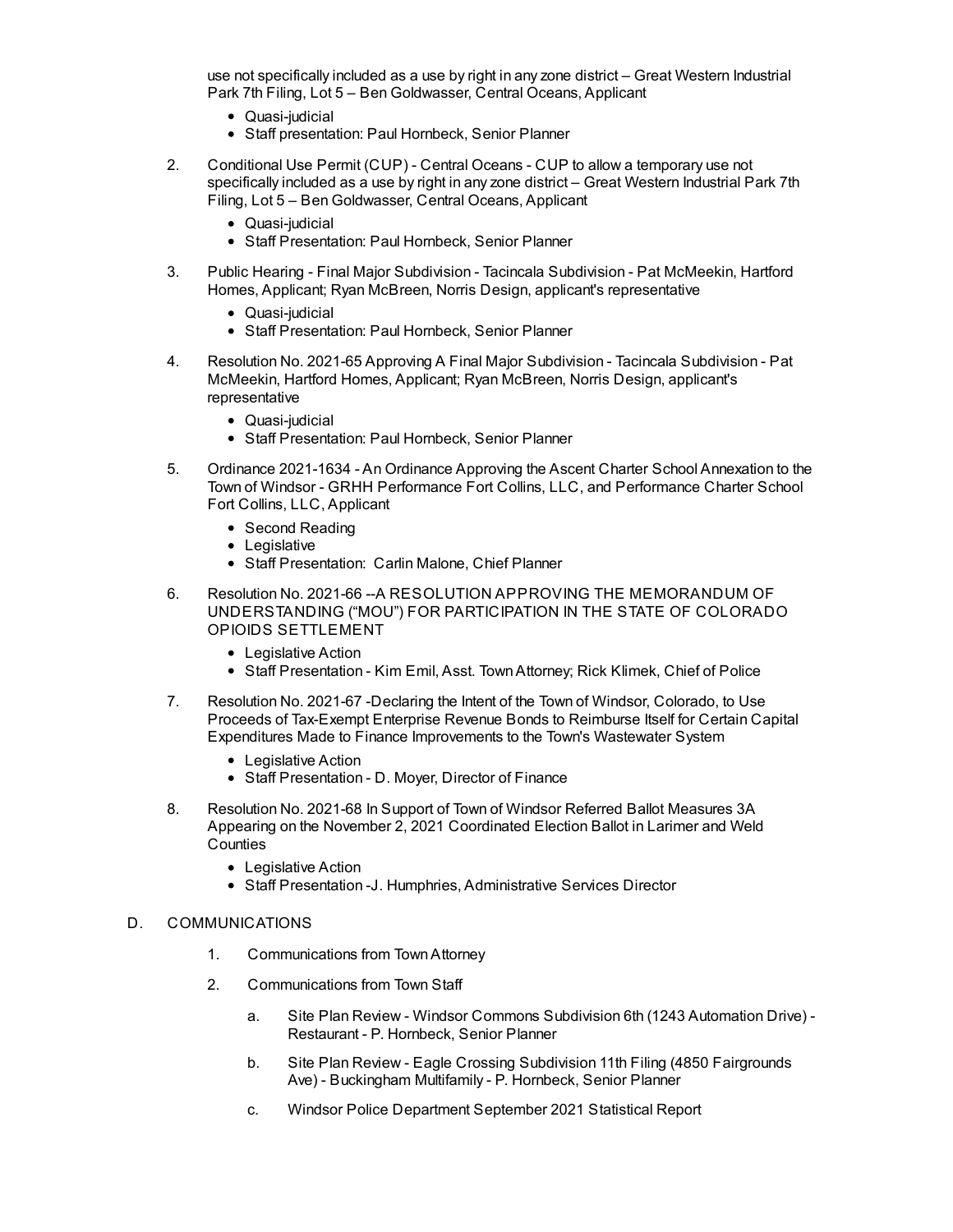use not specifically included as a use by right in any zone district – Great Western Industrial Park 7th Filing, Lot 5 – Ben Goldwasser, Central Oceans, Applicant

- Quasi-judicial
- Staff presentation: Paul Hornbeck, Senior Planner

2. Conditional Use Permit (CUP) - Central Oceans - CUP to allow a temporary use not specifically included as a use by right in any zone district – Great Western Industrial Park 7th Filing, Lot 5 – Ben Goldwasser, Central Oceans, Applicant
   - Quasi-judicial
   - Staff Presentation: Paul Hornbeck, Senior Planner

3. Public Hearing - Final Major Subdivision - Tacincala Subdivision - Pat McMeekin, Hartford Homes, Applicant; Ryan McBreen, Norris Design, applicant's representative
   - Quasi-judicial
   - Staff Presentation: Paul Hornbeck, Senior Planner

4. Resolution No. 2021-65 Approving A Final Major Subdivision - Tacincala Subdivision - Pat McMeekin, Hartford Homes, Applicant; Ryan McBreen, Norris Design, applicant's representative
   - Quasi-judicial
   - Staff Presentation: Paul Hornbeck, Senior Planner

5. Ordinance 2021-1634 - An Ordinance Approving the Ascent Charter School Annexation to the Town of Windsor - GRHH Performance Fort Collins, LLC, and Performance Charter School Fort Collins, LLC, Applicant
   - Second Reading
   - Legislative
   - Staff Presentation: Carlin Malone, Chief Planner

6. Resolution No. 2021-66 --A RESOLUTION APPROVING THE MEMORANDUM OF UNDERSTANDING ("MOU") FOR PARTICIPATION IN THE STATE OF COLORADO OPIOIDS SETTLEMENT
   - Legislative Action
   - Staff Presentation - Kim Emil, Asst. Town Attorney; Rick Klimek, Chief of Police

7. Resolution No. 2021-67 -Declaring the Intent of the Town of Windsor, Colorado, to Use Proceeds of Tax-Exempt Enterprise Revenue Bonds to Reimburse Itself for Certain Capital Expenditures Made to Finance Improvements to the Town's Wastewater System
   - Legislative Action
   - Staff Presentation - D. Moyer, Director of Finance

8. Resolution No. 2021-68 In Support of Town of Windsor Referred Ballot Measures 3A Appearing on the November 2, 2021 Coordinated Election Ballot in Larimer and Weld Counties
   - Legislative Action
   - Staff Presentation -J. Humphries, Administrative Services Director

D. COMMUNICATIONS

1. Communications from Town Attorney
2. Communications from Town Staff
   a. Site Plan Review - Windsor Commons Subdivision 6th (1243 Automation Drive) - Restaurant - P. Hornbeck, Senior Planner
   b. Site Plan Review - Eagle Crossing Subdivision 11th Filing (4850 Fairgrounds Ave) - Buckingham Multifamily - P. Hornbeck, Senior Planner
   c. Windsor Police Department September 2021 Statistical Report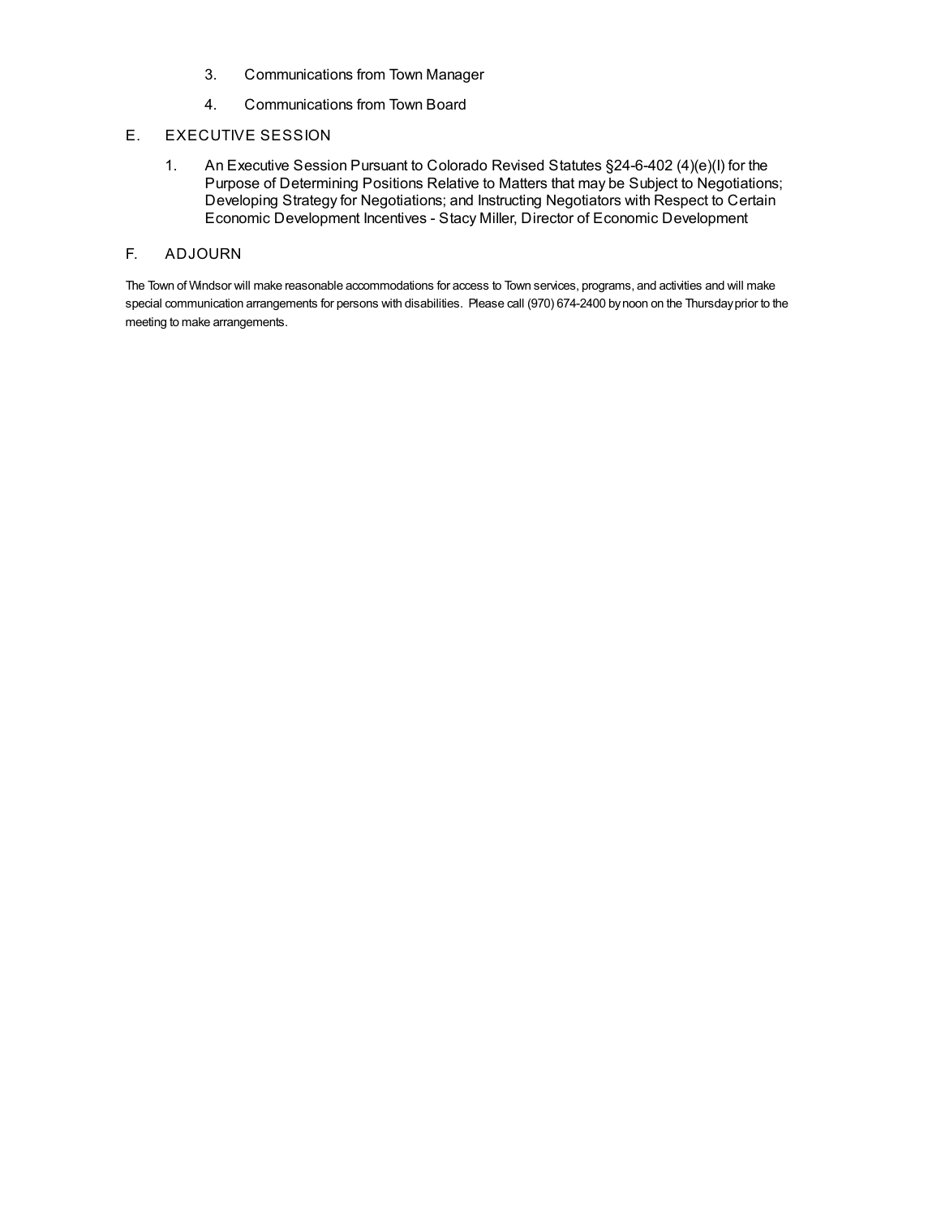3. Communications from Town Manager

4. Communications from Town Board

## E. EXECUTIVE SESSION

1. An Executive Session Pursuant to Colorado Revised Statutes §24-6-402 (4)(e)(I) for the Purpose of Determining Positions Relative to Matters that may be Subject to Negotiations; Developing Strategy for Negotiations; and Instructing Negotiators with Respect to Certain Economic Development Incentives - Stacy Miller, Director of Economic Development

## F. ADJOURN

The Town of Windsor will make reasonable accommodations for access to Town services, programs, and activities and will make special communication arrangements for persons with disabilities. Please call (970) 674-2400 by noon on the Thursday prior to the meeting to make arrangements.